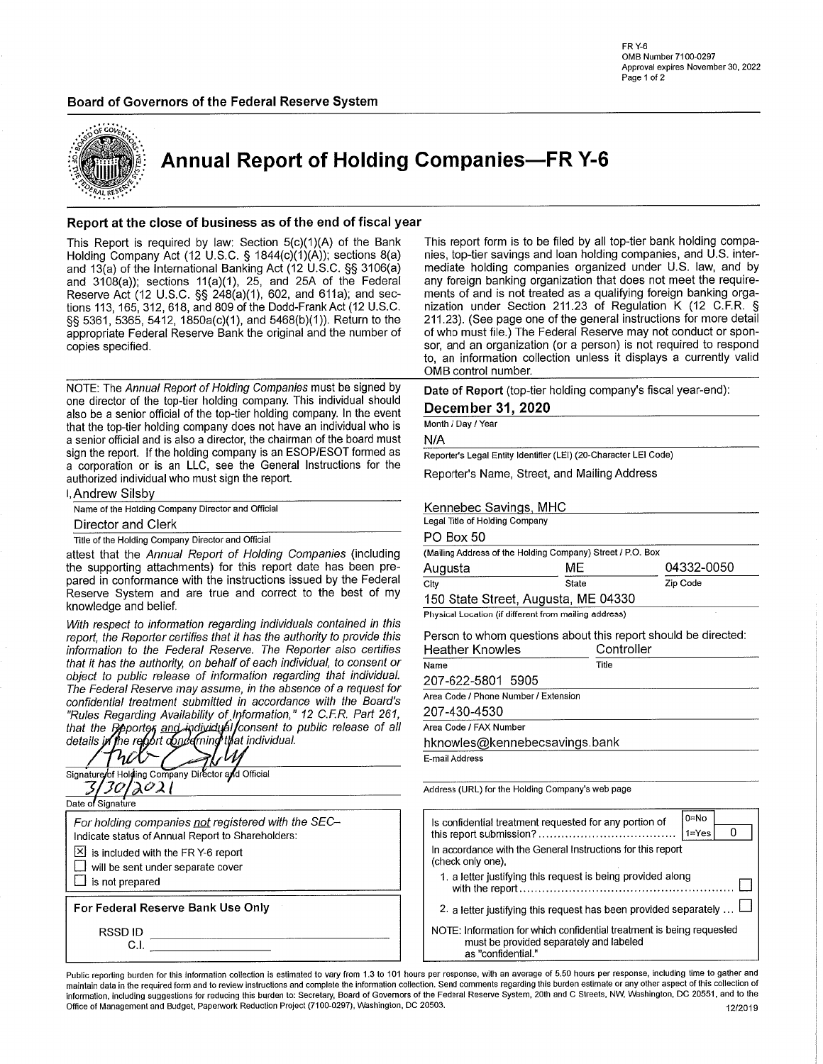FR Y-6
OMB Number 7100-0297
Approval expires November 30, 2022

**Board of Governors of the Federal Reserve System**

# Annual Report of Holding Companies—FR Y-6

## Report at the close of business as of the end of fiscal year

This Report is required by law: Section 5(c)(1)(A) of the Bank Holding Company Act (12 U.S.C. § 1844(c)(1)(A)); sections 8(a) and 13(a) of the International Banking Act (12 U.S.C. §§ 3106(a) and 3108(a)); sections 11(a)(1), 25, and 25A of the Federal Reserve Act (12 U.S.C. §§ 248(a)(1), 602, and 611a); and sections 113, 165, 312, 618, and 809 of the Dodd-Frank Act (12 U.S.C. §§ 5361, 5365, 5412, 1850a(c)(1), and 5468(b)(1)). Return to the appropriate Federal Reserve Bank the original and the number of copies specified.

This report form is to be filed by all top-tier bank holding companies, top-tier savings and loan holding companies, and U.S. intermediate holding companies organized under U.S. law, and by any foreign banking organization that does not meet the requirements of and is not treated as a qualifying foreign banking organization under Section 211.23 of Regulation K (12 C.F.R. § 211.23). (See page one of the general instructions for more detail of who must file.) The Federal Reserve may not conduct or sponsor, and an organization (or a person) is not required to respond to, an information collection unless it displays a currently valid OMB control number.

NOTE: The *Annual Report of Holding Companies* must be signed by one director of the top-tier holding company. This individual should also be a senior official of the top-tier holding company. In the event that the top-tier holding company does not have an individual who is a senior official and is also a director, the chairman of the board must sign the report. If the holding company is an ESOP/ESOT formed as a corporation or is an LLC, see the General Instructions for the authorized individual who must sign the report.

I, Andrew Silsby
Name of the Holding Company Director and Official

Director and Clerk
Title of the Holding Company Director and Official

attest that the *Annual Report of Holding Companies* (including the supporting attachments) for this report date has been prepared in conformance with the instructions issued by the Federal Reserve System and are true and correct to the best of my knowledge and belief.

*With respect to information regarding individuals contained in this report, the Reporter certifies that it has the authority to provide this information to the Federal Reserve. The Reporter also certifies that it has the authority, on behalf of each individual, to consent or object to public release of information regarding that individual. The Federal Reserve may assume, in the absence of a request for confidential treatment submitted in accordance with the Board's "Rules Regarding Availability of Information," 12 C.F.R. Part 261, that the Reporter and individual consent to public release of all details in the report concerning that individual.*

[Signature]
Signature of Holding Company Director and Official

3/30/2021
Date of Signature

*For holding companies not registered with the SEC–*
Indicate status of Annual Report to Shareholders:

- [x] is included with the FR Y-6 report
- [ ] will be sent under separate cover
- [ ] is not prepared

**For Federal Reserve Bank Use Only**

RSSD ID ________________
C.I. ________________

**Date of Report** (top-tier holding company's fiscal year-end):

**December 31, 2020**
Month / Day / Year

N/A
Reporter's Legal Entity Identifier (LEI) (20-Character LEI Code)

Reporter's Name, Street, and Mailing Address

Kennebec Savings, MHC
Legal Title of Holding Company

PO Box 50
(Mailing Address of the Holding Company) Street / P.O. Box

| Augusta | ME | 04332-0050 |
|---|---|---|
| City | State | Zip Code |

150 State Street, Augusta, ME 04330
Physical Location (if different from mailing address)

Person to whom questions about this report should be directed:

| Heather Knowles | Controller |
|---|---|
| Name | Title |

207-622-5801 5905
Area Code / Phone Number / Extension

207-430-4530
Area Code / FAX Number

hknowles@kennebecsavings.bank
E-mail Address

Address (URL) for the Holding Company's web page

Is confidential treatment requested for any portion of this report submission? (0=No, 1=Yes) 0

In accordance with the General Instructions for this report (check only one),

1. a letter justifying this request is being provided along with the report ☐
2. a letter justifying this request has been provided separately ... ☐

NOTE: Information for which confidential treatment is being requested must be provided separately and labeled as "confidential."

Public reporting burden for this information collection is estimated to vary from 1.3 to 101 hours per response, with an average of 5.50 hours per response, including time to gather and maintain data in the required form and to review instructions and complete the information collection. Send comments regarding this burden estimate or any other aspect of this collection of information, including suggestions for reducing this burden to: Secretary, Board of Governors of the Federal Reserve System, 20th and C Streets, NW, Washington, DC 20551, and to the Office of Management and Budget, Paperwork Reduction Project (7100-0297), Washington, DC 20503.

12/2019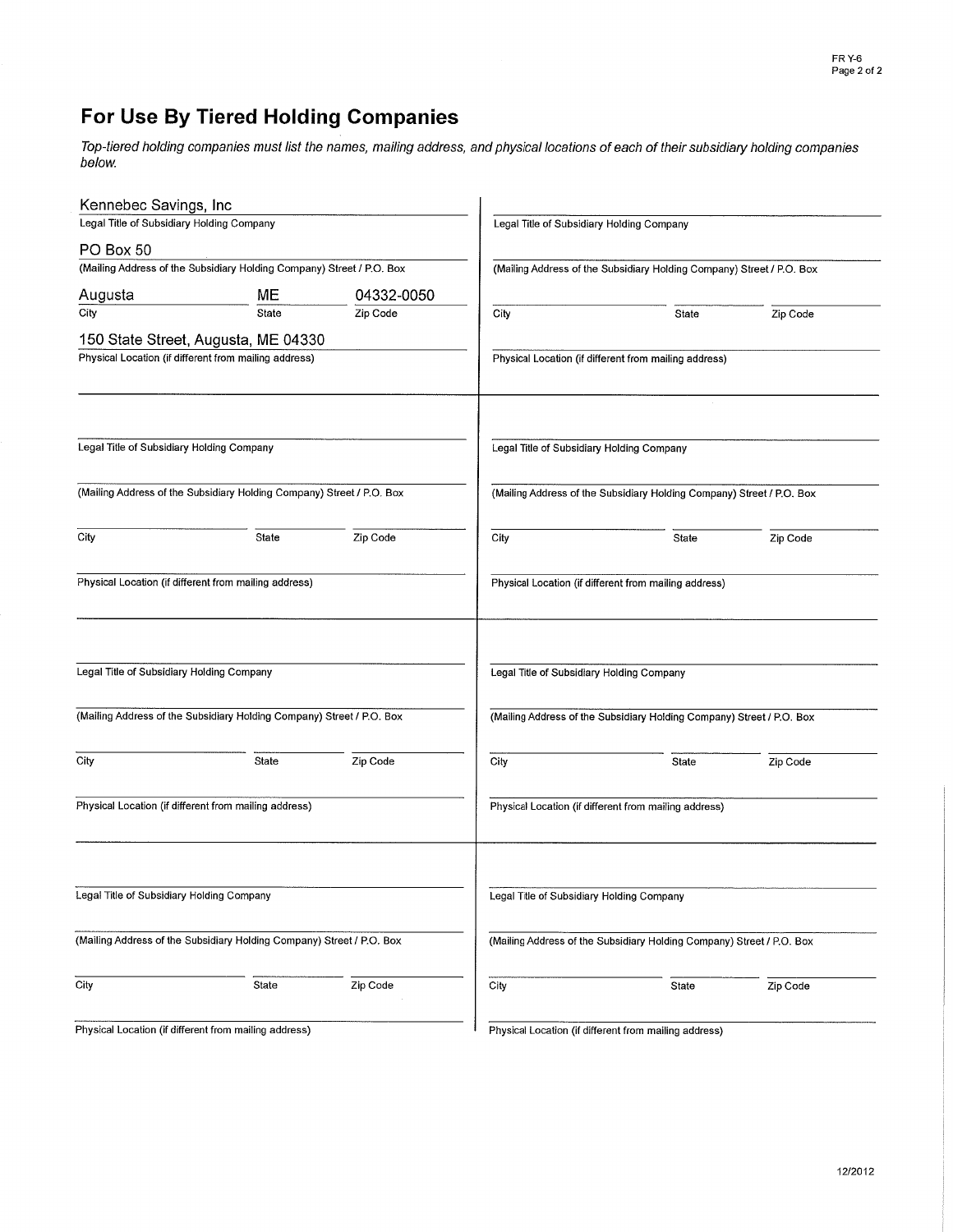# For Use By Tiered Holding Companies

*Top-tiered holding companies must list the names, mailing address, and physical locations of each of their subsidiary holding companies below.*

Kennebec Savings, Inc
Legal Title of Subsidiary Holding Company

PO Box 50
(Mailing Address of the Subsidiary Holding Company) Street / P.O. Box

| City | State | Zip Code |
|---|---|---|
| Augusta | ME | 04332-0050 |

150 State Street, Augusta, ME 04330
Physical Location (if different from mailing address)

---

Legal Title of Subsidiary Holding Company

(Mailing Address of the Subsidiary Holding Company) Street / P.O. Box

City | State | Zip Code

Physical Location (if different from mailing address)

---

Legal Title of Subsidiary Holding Company

(Mailing Address of the Subsidiary Holding Company) Street / P.O. Box

City | State | Zip Code

Physical Location (if different from mailing address)

---

Legal Title of Subsidiary Holding Company

(Mailing Address of the Subsidiary Holding Company) Street / P.O. Box

City | State | Zip Code

Physical Location (if different from mailing address)

---

Legal Title of Subsidiary Holding Company

(Mailing Address of the Subsidiary Holding Company) Street / P.O. Box

City | State | Zip Code

Physical Location (if different from mailing address)

---

Legal Title of Subsidiary Holding Company

(Mailing Address of the Subsidiary Holding Company) Street / P.O. Box

City | State | Zip Code

Physical Location (if different from mailing address)

---

Legal Title of Subsidiary Holding Company

(Mailing Address of the Subsidiary Holding Company) Street / P.O. Box

City | State | Zip Code

Physical Location (if different from mailing address)

---

Legal Title of Subsidiary Holding Company

(Mailing Address of the Subsidiary Holding Company) Street / P.O. Box

City | State | Zip Code

Physical Location (if different from mailing address)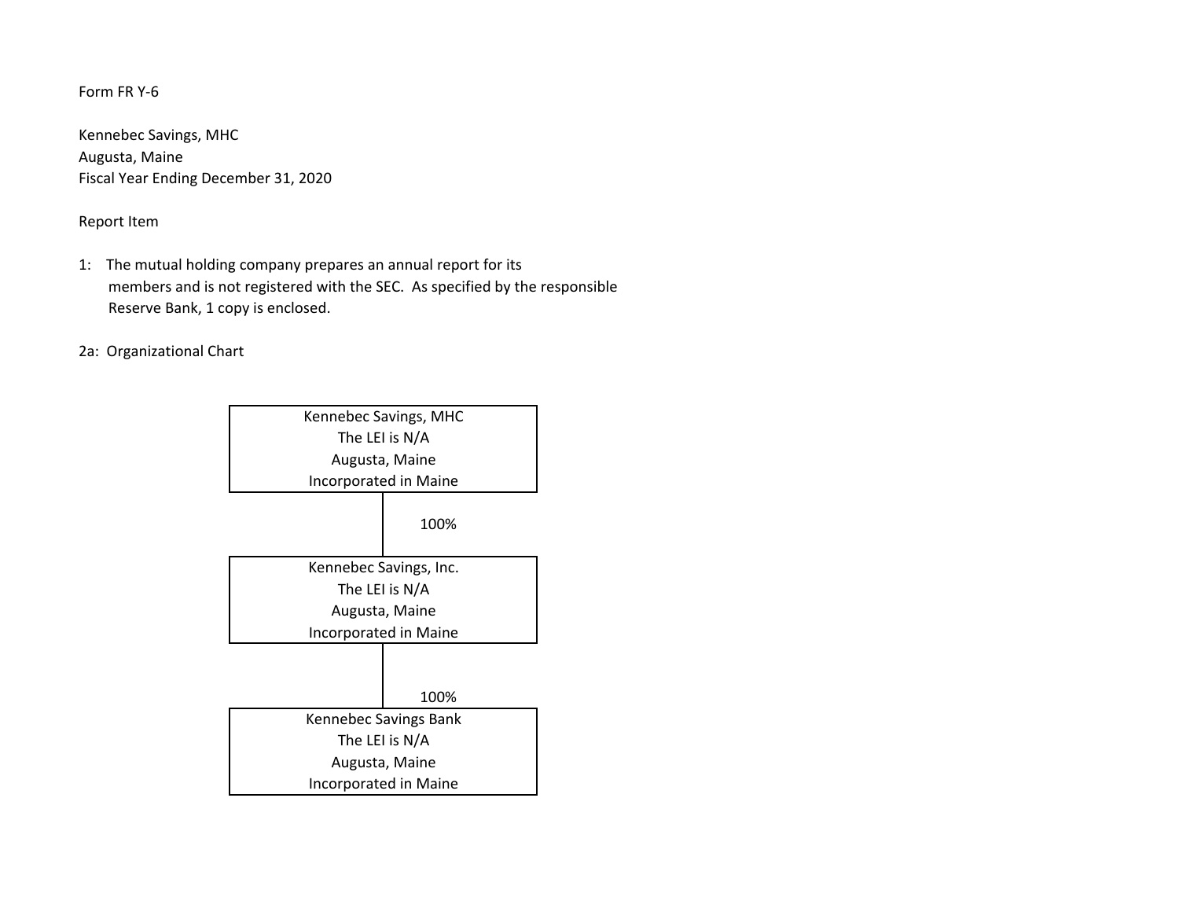Form FR Y-6

Kennebec Savings, MHC
Augusta, Maine
Fiscal Year Ending December 31, 2020

Report Item

1: The mutual holding company prepares an annual report for its members and is not registered with the SEC. As specified by the responsible Reserve Bank, 1 copy is enclosed.

2a: Organizational Chart

Kennebec Savings, MHC
The LEI is N/A
Augusta, Maine
Incorporated in Maine

100%

Kennebec Savings, Inc.
The LEI is N/A
Augusta, Maine
Incorporated in Maine

100%

Kennebec Savings Bank
The LEI is N/A
Augusta, Maine
Incorporated in Maine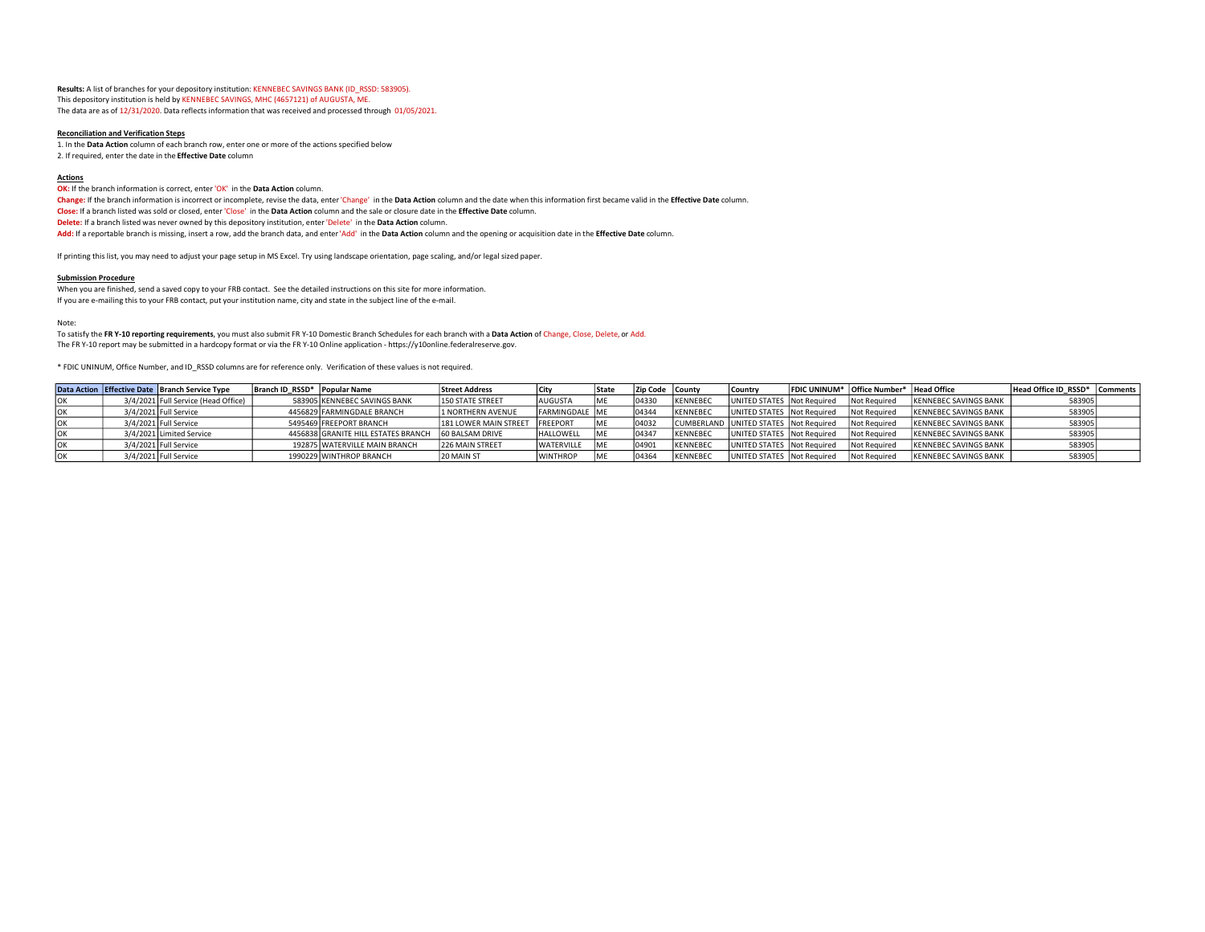**Results:** A list of branches for your depository institution: KENNEBEC SAVINGS BANK (ID_RSSD: 583905).
This depository institution is held by KENNEBEC SAVINGS, MHC (4657121) of AUGUSTA, ME.
The data are as of 12/31/2020. Data reflects information that was received and processed through 01/05/2021.

**Reconciliation and Verification Steps**

1. In the **Data Action** column of each branch row, enter one or more of the actions specified below
2. If required, enter the date in the **Effective Date** column

**Actions**

**OK:** If the branch information is correct, enter 'OK' in the **Data Action** column.
**Change:** If the branch information is incorrect or incomplete, revise the data, enter 'Change' in the **Data Action** column and the date when this information first became valid in the **Effective Date** column.
**Close:** If a branch listed was sold or closed, enter 'Close' in the **Data Action** column and the sale or closure date in the **Effective Date** column.
**Delete:** If a branch listed was never owned by this depository institution, enter 'Delete' in the **Data Action** column.
**Add:** If a reportable branch is missing, insert a row, add the branch data, and enter 'Add' in the **Data Action** column and the opening or acquisition date in the **Effective Date** column.

If printing this list, you may need to adjust your page setup in MS Excel. Try using landscape orientation, page scaling, and/or legal sized paper.

**Submission Procedure**

When you are finished, send a saved copy to your FRB contact. See the detailed instructions on this site for more information.
If you are e-mailing this to your FRB contact, put your institution name, city and state in the subject line of the e-mail.

Note:
To satisfy the **FR Y-10 reporting requirements**, you must also submit FR Y-10 Domestic Branch Schedules for each branch with a **Data Action** of Change, Close, Delete, or Add.
The FR Y-10 report may be submitted in a hardcopy format or via the FR Y-10 Online application - https://y10online.federalreserve.gov.

* FDIC UNINUM, Office Number, and ID_RSSD columns are for reference only. Verification of these values is not required.

| Data Action | Effective Date | Branch Service Type | Branch ID_RSSD* | Popular Name | Street Address | City | State | Zip Code | County | Country | FDIC UNINUM* | Office Number* | Head Office | Head Office ID_RSSD* | Comments |
|---|---|---|---|---|---|---|---|---|---|---|---|---|---|---|---|
| OK | 3/4/2021 | Full Service (Head Office) | 583905 | KENNEBEC SAVINGS BANK | 150 STATE STREET | AUGUSTA | ME | 04330 | KENNEBEC | UNITED STATES | Not Required | Not Required | KENNEBEC SAVINGS BANK | 583905 | |
| OK | 3/4/2021 | Full Service | 4456829 | FARMINGDALE BRANCH | 1 NORTHERN AVENUE | FARMINGDALE | ME | 04344 | KENNEBEC | UNITED STATES | Not Required | Not Required | KENNEBEC SAVINGS BANK | 583905 | |
| OK | 3/4/2021 | Full Service | 5495469 | FREEPORT BRANCH | 181 LOWER MAIN STREET | FREEPORT | ME | 04032 | CUMBERLAND | UNITED STATES | Not Required | Not Required | KENNEBEC SAVINGS BANK | 583905 | |
| OK | 3/4/2021 | Limited Service | 4456838 | GRANITE HILL ESTATES BRANCH | 60 BALSAM DRIVE | HALLOWELL | ME | 04347 | KENNEBEC | UNITED STATES | Not Required | Not Required | KENNEBEC SAVINGS BANK | 583905 | |
| OK | 3/4/2021 | Full Service | 192875 | WATERVILLE MAIN BRANCH | 226 MAIN STREET | WATERVILLE | ME | 04901 | KENNEBEC | UNITED STATES | Not Required | Not Required | KENNEBEC SAVINGS BANK | 583905 | |
| OK | 3/4/2021 | Full Service | 1990229 | WINTHROP BRANCH | 20 MAIN ST | WINTHROP | ME | 04364 | KENNEBEC | UNITED STATES | Not Required | Not Required | KENNEBEC SAVINGS BANK | 583905 | |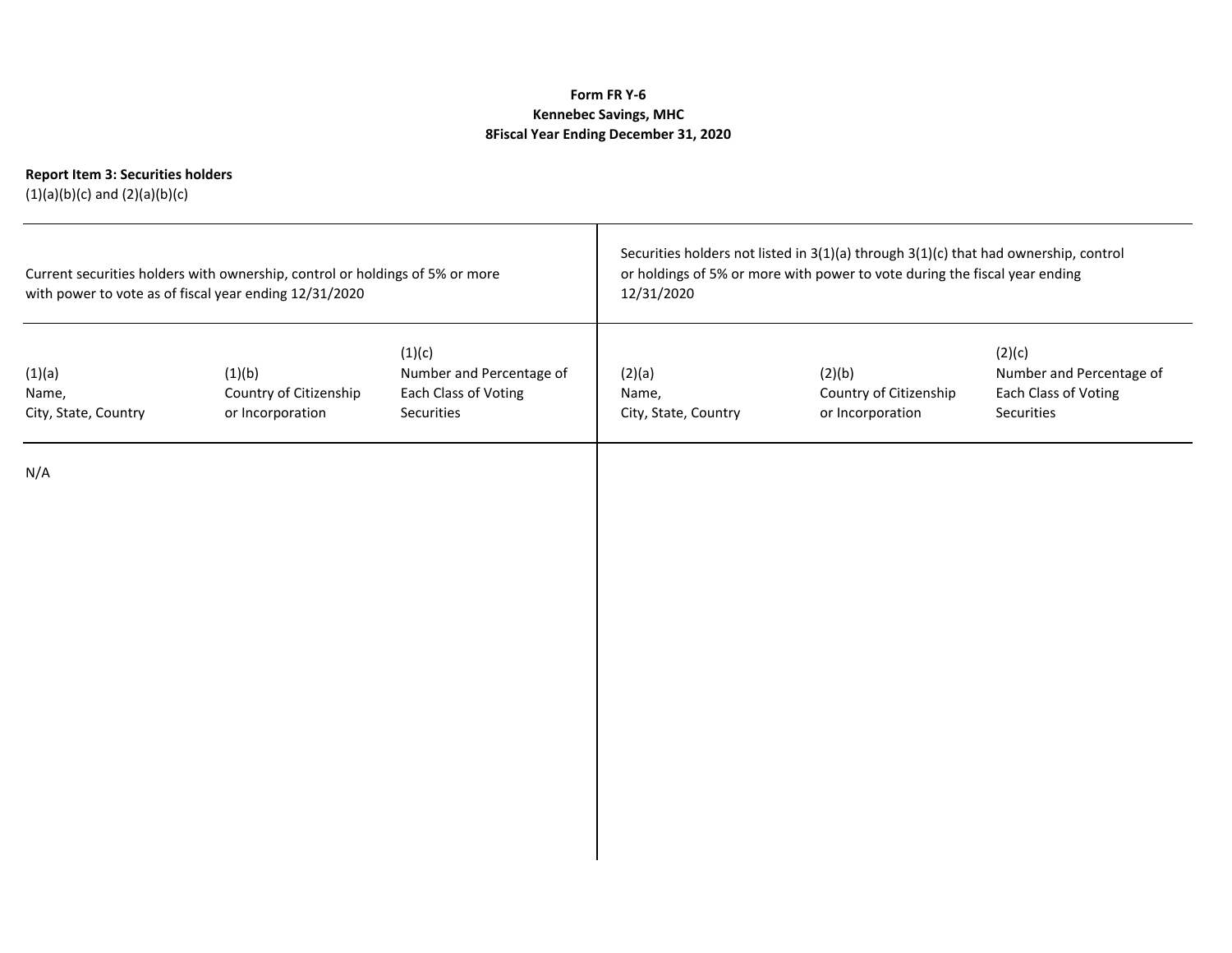**Form FR Y-6**
**Kennebec Savings, MHC**
**8Fiscal Year Ending December 31, 2020**

**Report Item 3: Securities holders**
(1)(a)(b)(c) and (2)(a)(b)(c)

| Current securities holders with ownership, control or holdings of 5% or more with power to vote as of fiscal year ending 12/31/2020 | | | Securities holders not listed in 3(1)(a) through 3(1)(c) that had ownership, control or holdings of 5% or more with power to vote during the fiscal year ending 12/31/2020 | | |
|---|---|---|---|---|---|
| (1)(a) Name, City, State, Country | (1)(b) Country of Citizenship or Incorporation | (1)(c) Number and Percentage of Each Class of Voting Securities | (2)(a) Name, City, State, Country | (2)(b) Country of Citizenship or Incorporation | (2)(c) Number and Percentage of Each Class of Voting Securities |
| N/A | | | | | |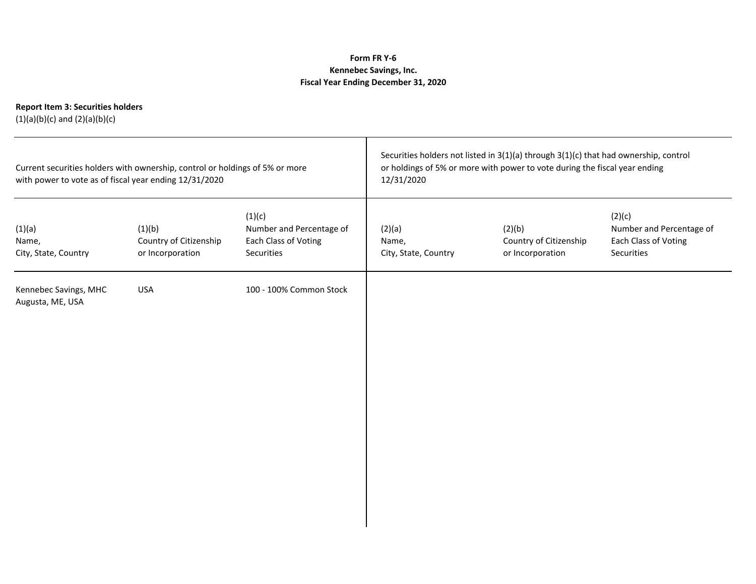**Form FR Y-6**
**Kennebec Savings, Inc.**
**Fiscal Year Ending December 31, 2020**

**Report Item 3: Securities holders**
(1)(a)(b)(c) and (2)(a)(b)(c)

| Current securities holders with ownership, control or holdings of 5% or more with power to vote as of fiscal year ending 12/31/2020 | | | Securities holders not listed in 3(1)(a) through 3(1)(c) that had ownership, control or holdings of 5% or more with power to vote during the fiscal year ending 12/31/2020 | | |
|---|---|---|---|---|---|
| (1)(a) Name, City, State, Country | (1)(b) Country of Citizenship or Incorporation | (1)(c) Number and Percentage of Each Class of Voting Securities | (2)(a) Name, City, State, Country | (2)(b) Country of Citizenship or Incorporation | (2)(c) Number and Percentage of Each Class of Voting Securities |
| Kennebec Savings, MHC Augusta, ME, USA | USA | 100 - 100% Common Stock | | | |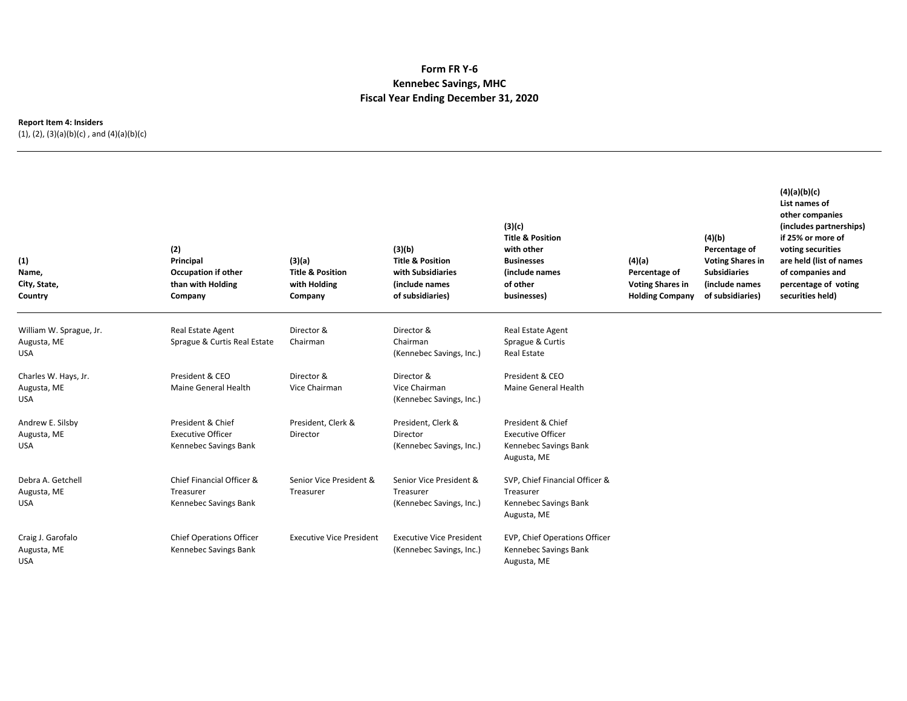**Form FR Y-6**
**Kennebec Savings, MHC**
**Fiscal Year Ending December 31, 2020**

**Report Item 4: Insiders**
(1), (2), (3)(a)(b)(c) , and (4)(a)(b)(c)

| (1) Name, City, State, Country | (2) Principal Occupation if other than with Holding Company | (3)(a) Title & Position with Holding Company | (3)(b) Title & Position with Subsidiaries (include names of subsidiaries) | (3)(c) Title & Position with other Businesses (include names of other businesses) | (4)(a) Percentage of Voting Shares in Holding Company | (4)(b) Percentage of Voting Shares in Subsidiaries (include names of subsidiaries) | (4)(a)(b)(c) List names of other companies (includes partnerships) if 25% or more of voting securities are held (list of names of companies and percentage of voting securities held) |
|---|---|---|---|---|---|---|---|
| William W. Sprague, Jr. Augusta, ME USA | Real Estate Agent Sprague & Curtis Real Estate | Director & Chairman | Director & Chairman (Kennebec Savings, Inc.) | Real Estate Agent Sprague & Curtis Real Estate | | | |
| Charles W. Hays, Jr. Augusta, ME USA | President & CEO Maine General Health | Director & Vice Chairman | Director & Vice Chairman (Kennebec Savings, Inc.) | President & CEO Maine General Health | | | |
| Andrew E. Silsby Augusta, ME USA | President & Chief Executive Officer Kennebec Savings Bank | President, Clerk & Director | President, Clerk & Director (Kennebec Savings, Inc.) | President & Chief Executive Officer Kennebec Savings Bank Augusta, ME | | | |
| Debra A. Getchell Augusta, ME USA | Chief Financial Officer & Treasurer Kennebec Savings Bank | Senior Vice President & Treasurer | Senior Vice President & Treasurer (Kennebec Savings, Inc.) | SVP, Chief Financial Officer & Treasurer Kennebec Savings Bank Augusta, ME | | | |
| Craig J. Garofalo Augusta, ME USA | Chief Operations Officer Kennebec Savings Bank | Executive Vice President | Executive Vice President (Kennebec Savings, Inc.) | EVP, Chief Operations Officer Kennebec Savings Bank Augusta, ME | | | |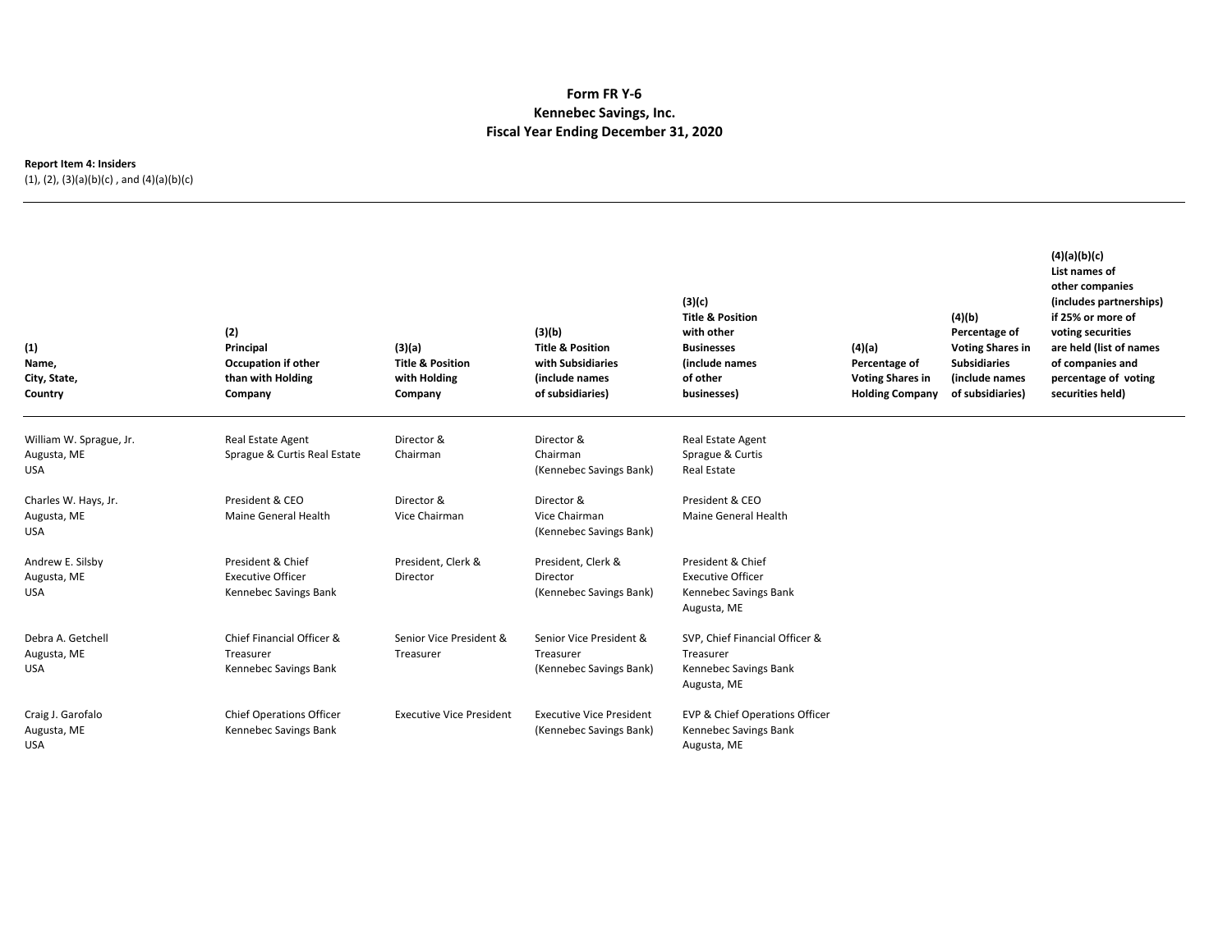**Form FR Y-6**
**Kennebec Savings, Inc.**
**Fiscal Year Ending December 31, 2020**

**Report Item 4: Insiders**
(1), (2), (3)(a)(b)(c) , and (4)(a)(b)(c)

| (1) Name, City, State, Country | (2) Principal Occupation if other than with Holding Company | (3)(a) Title & Position with Holding Company | (3)(b) Title & Position with Subsidiaries (include names of subsidiaries) | (3)(c) Title & Position with other Businesses (include names of other businesses) | (4)(a) Percentage of Voting Shares in Holding Company | (4)(b) Percentage of Voting Shares in Subsidiaries (include names of subsidiaries) | (4)(a)(b)(c) List names of other companies (includes partnerships) if 25% or more of voting securities are held (list of names of companies and percentage of voting securities held) |
|---|---|---|---|---|---|---|---|
| William W. Sprague, Jr. Augusta, ME USA | Real Estate Agent Sprague & Curtis Real Estate | Director & Chairman | Director & Chairman (Kennebec Savings Bank) | Real Estate Agent Sprague & Curtis Real Estate | | | |
| Charles W. Hays, Jr. Augusta, ME USA | President & CEO Maine General Health | Director & Vice Chairman | Director & Vice Chairman (Kennebec Savings Bank) | President & CEO Maine General Health | | | |
| Andrew E. Silsby Augusta, ME USA | President & Chief Executive Officer Kennebec Savings Bank | President, Clerk & Director | President, Clerk & Director (Kennebec Savings Bank) | President & Chief Executive Officer Kennebec Savings Bank Augusta, ME | | | |
| Debra A. Getchell Augusta, ME USA | Chief Financial Officer & Treasurer Kennebec Savings Bank | Senior Vice President & Treasurer | Senior Vice President & Treasurer (Kennebec Savings Bank) | SVP, Chief Financial Officer & Treasurer Kennebec Savings Bank Augusta, ME | | | |
| Craig J. Garofalo Augusta, ME USA | Chief Operations Officer Kennebec Savings Bank | Executive Vice President | Executive Vice President (Kennebec Savings Bank) | EVP & Chief Operations Officer Kennebec Savings Bank Augusta, ME | | | |